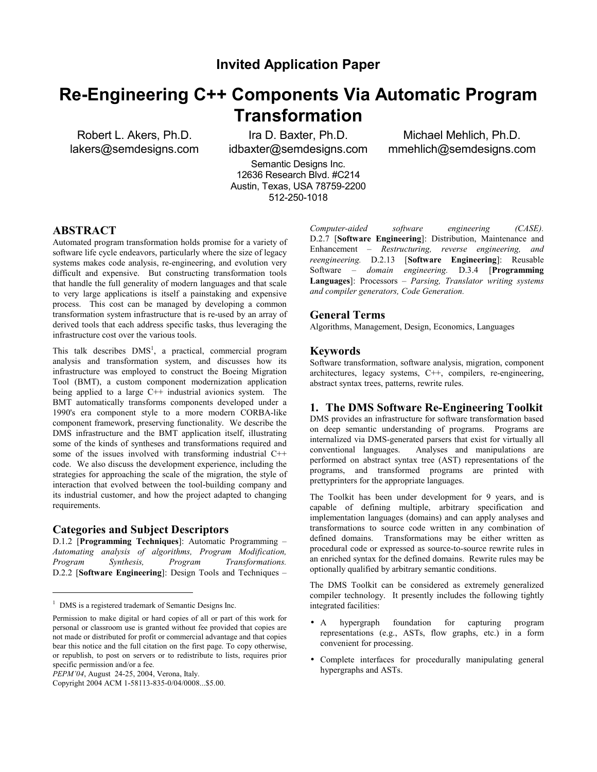**Invited Application Paper**

# Re-Engineering C++ Components Via Automatic Program Transformation

Robert L. Akers, Ph.D.
lakers@semdesigns.com

Ira D. Baxter, Ph.D.
idbaxter@semdesigns.com

Michael Mehlich, Ph.D.
mmehlich@semdesigns.com

Semantic Designs Inc.
12636 Research Blvd. #C214
Austin, Texas, USA 78759-2200
512-250-1018

## ABSTRACT

Automated program transformation holds promise for a variety of software life cycle endeavors, particularly where the size of legacy systems makes code analysis, re-engineering, and evolution very difficult and expensive. But constructing transformation tools that handle the full generality of modern languages and that scale to very large applications is itself a painstaking and expensive process. This cost can be managed by developing a common transformation system infrastructure that is re-used by an array of derived tools that each address specific tasks, thus leveraging the infrastructure cost over the various tools.

This talk describes DMS[1], a practical, commercial program analysis and transformation system, and discusses how its infrastructure was employed to construct the Boeing Migration Tool (BMT), a custom component modernization application being applied to a large C++ industrial avionics system. The BMT automatically transforms components developed under a 1990's era component style to a more modern CORBA-like component framework, preserving functionality. We describe the DMS infrastructure and the BMT application itself, illustrating some of the kinds of syntheses and transformations required and some of the issues involved with transforming industrial C++ code. We also discuss the development experience, including the strategies for approaching the scale of the migration, the style of interaction that evolved between the tool-building company and its industrial customer, and how the project adapted to changing requirements.

## Categories and Subject Descriptors

D.1.2 [**Programming Techniques**]: Automatic Programming – *Automating analysis of algorithms, Program Modification, Program Synthesis, Program Transformations.* D.2.2 [**Software Engineering**]: Design Tools and Techniques – *Computer-aided software engineering (CASE).* D.2.7 [**Software Engineering**]: Distribution, Maintenance and Enhancement – *Restructuring, reverse engineering, and reengineering.* D.2.13 [**Software Engineering**]: Reusable Software – *domain engineering.* D.3.4 [**Programming Languages**]: Processors – *Parsing, Translator writing systems and compiler generators, Code Generation.*

## General Terms

Algorithms, Management, Design, Economics, Languages

## Keywords

Software transformation, software analysis, migration, component architectures, legacy systems, C++, compilers, re-engineering, abstract syntax trees, patterns, rewrite rules.

## 1. The DMS Software Re-Engineering Toolkit

DMS provides an infrastructure for software transformation based on deep semantic understanding of programs. Programs are internalized via DMS-generated parsers that exist for virtually all conventional languages. Analyses and manipulations are performed on abstract syntax tree (AST) representations of the programs, and transformed programs are printed with prettyprinters for the appropriate languages.

The Toolkit has been under development for 9 years, and is capable of defining multiple, arbitrary specification and implementation languages (domains) and can apply analyses and transformations to source code written in any combination of defined domains. Transformations may be either written as procedural code or expressed as source-to-source rewrite rules in an enriched syntax for the defined domains. Rewrite rules may be optionally qualified by arbitrary semantic conditions.

The DMS Toolkit can be considered as extremely generalized compiler technology. It presently includes the following tightly integrated facilities:

- A hypergraph foundation for capturing program representations (e.g., ASTs, flow graphs, etc.) in a form convenient for processing.
- Complete interfaces for procedurally manipulating general hypergraphs and ASTs.

[1] DMS is a registered trademark of Semantic Designs Inc.

Permission to make digital or hard copies of all or part of this work for personal or classroom use is granted without fee provided that copies are not made or distributed for profit or commercial advantage and that copies bear this notice and the full citation on the first page. To copy otherwise, or republish, to post on servers or to redistribute to lists, requires prior specific permission and/or a fee.

*PEPM'04*, August 24-25, 2004, Verona, Italy.

Copyright 2004 ACM 1-58113-835-0/04/0008...$5.00.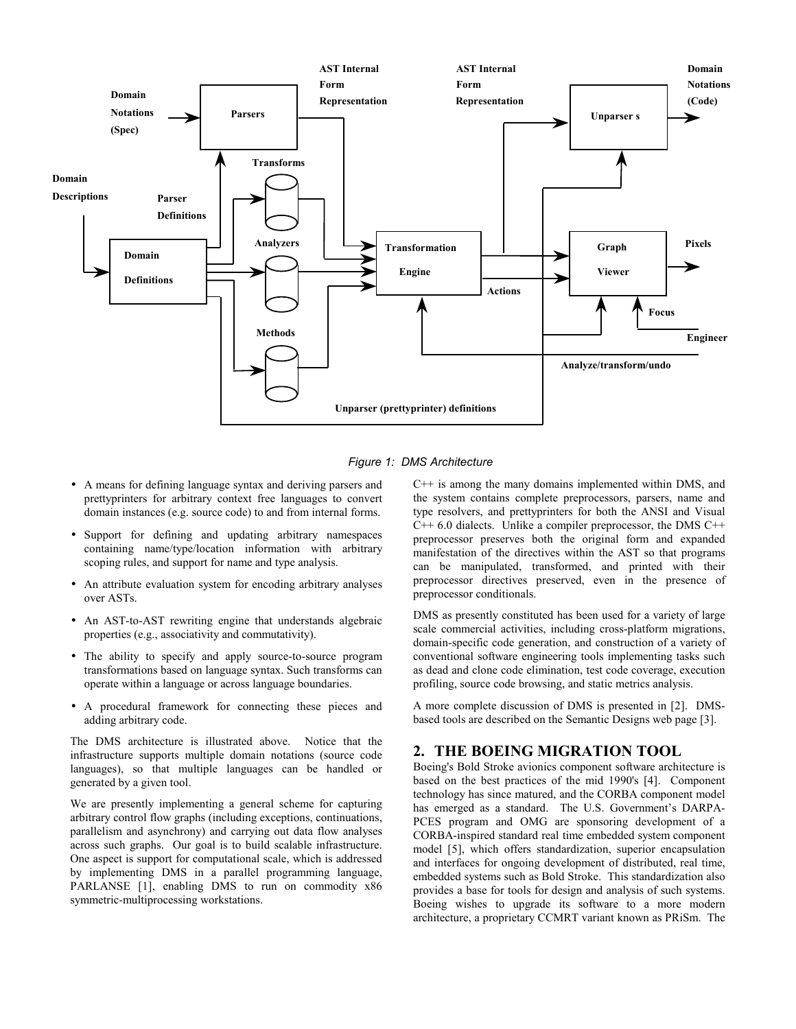*Figure 1: DMS Architecture*

- A means for defining language syntax and deriving parsers and prettyprinters for arbitrary context free languages to convert domain instances (e.g. source code) to and from internal forms.
- Support for defining and updating arbitrary namespaces containing name/type/location information with arbitrary scoping rules, and support for name and type analysis.
- An attribute evaluation system for encoding arbitrary analyses over ASTs.
- An AST-to-AST rewriting engine that understands algebraic properties (e.g., associativity and commutativity).
- The ability to specify and apply source-to-source program transformations based on language syntax. Such transforms can operate within a language or across language boundaries.
- A procedural framework for connecting these pieces and adding arbitrary code.

The DMS architecture is illustrated above. Notice that the infrastructure supports multiple domain notations (source code languages), so that multiple languages can be handled or generated by a given tool.

We are presently implementing a general scheme for capturing arbitrary control flow graphs (including exceptions, continuations, parallelism and asynchrony) and carrying out data flow analyses across such graphs. Our goal is to build scalable infrastructure. One aspect is support for computational scale, which is addressed by implementing DMS in a parallel programming language, PARLANSE [1], enabling DMS to run on commodity x86 symmetric-multiprocessing workstations.

C++ is among the many domains implemented within DMS, and the system contains complete preprocessors, parsers, name and type resolvers, and prettyprinters for both the ANSI and Visual C++ 6.0 dialects. Unlike a compiler preprocessor, the DMS C++ preprocessor preserves both the original form and expanded manifestation of the directives within the AST so that programs can be manipulated, transformed, and printed with their preprocessor directives preserved, even in the presence of preprocessor conditionals.

DMS as presently constituted has been used for a variety of large scale commercial activities, including cross-platform migrations, domain-specific code generation, and construction of a variety of conventional software engineering tools implementing tasks such as dead and clone code elimination, test code coverage, execution profiling, source code browsing, and static metrics analysis.

A more complete discussion of DMS is presented in [2]. DMS-based tools are described on the Semantic Designs web page [3].

## 2. THE BOEING MIGRATION TOOL

Boeing's Bold Stroke avionics component software architecture is based on the best practices of the mid 1990's [4]. Component technology has since matured, and the CORBA component model has emerged as a standard. The U.S. Government's DARPA-PCES program and OMG are sponsoring development of a CORBA-inspired standard real time embedded system component model [5], which offers standardization, superior encapsulation and interfaces for ongoing development of distributed, real time, embedded systems such as Bold Stroke. This standardization also provides a base for tools for design and analysis of such systems. Boeing wishes to upgrade its software to a more modern architecture, a proprietary CCMRT variant known as PRiSm. The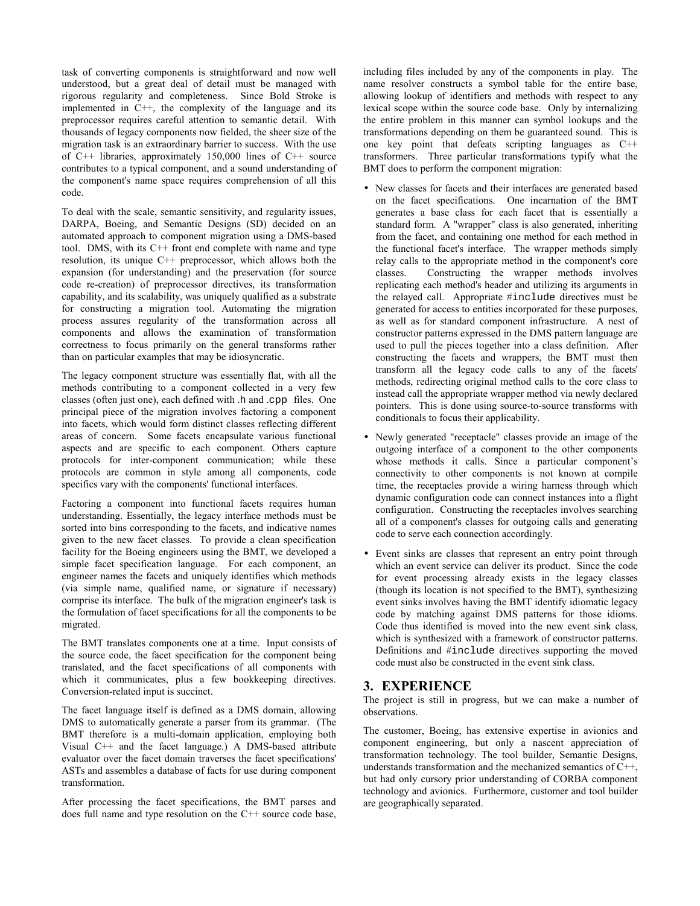task of converting components is straightforward and now well understood, but a great deal of detail must be managed with rigorous regularity and completeness. Since Bold Stroke is implemented in C++, the complexity of the language and its preprocessor requires careful attention to semantic detail. With thousands of legacy components now fielded, the sheer size of the migration task is an extraordinary barrier to success. With the use of C++ libraries, approximately 150,000 lines of C++ source contributes to a typical component, and a sound understanding of the component's name space requires comprehension of all this code.

To deal with the scale, semantic sensitivity, and regularity issues, DARPA, Boeing, and Semantic Designs (SD) decided on an automated approach to component migration using a DMS-based tool. DMS, with its C++ front end complete with name and type resolution, its unique C++ preprocessor, which allows both the expansion (for understanding) and the preservation (for source code re-creation) of preprocessor directives, its transformation capability, and its scalability, was uniquely qualified as a substrate for constructing a migration tool. Automating the migration process assures regularity of the transformation across all components and allows the examination of transformation correctness to focus primarily on the general transforms rather than on particular examples that may be idiosyncratic.

The legacy component structure was essentially flat, with all the methods contributing to a component collected in a very few classes (often just one), each defined with .h and `.cpp` files. One principal piece of the migration involves factoring a component into facets, which would form distinct classes reflecting different areas of concern. Some facets encapsulate various functional aspects and are specific to each component. Others capture protocols for inter-component communication; while these protocols are common in style among all components, code specifics vary with the components' functional interfaces.

Factoring a component into functional facets requires human understanding. Essentially, the legacy interface methods must be sorted into bins corresponding to the facets, and indicative names given to the new facet classes. To provide a clean specification facility for the Boeing engineers using the BMT, we developed a simple facet specification language. For each component, an engineer names the facets and uniquely identifies which methods (via simple name, qualified name, or signature if necessary) comprise its interface. The bulk of the migration engineer's task is the formulation of facet specifications for all the components to be migrated.

The BMT translates components one at a time. Input consists of the source code, the facet specification for the component being translated, and the facet specifications of all components with which it communicates, plus a few bookkeeping directives. Conversion-related input is succinct.

The facet language itself is defined as a DMS domain, allowing DMS to automatically generate a parser from its grammar. (The BMT therefore is a multi-domain application, employing both Visual C++ and the facet language.) A DMS-based attribute evaluator over the facet domain traverses the facet specifications' ASTs and assembles a database of facts for use during component transformation.

After processing the facet specifications, the BMT parses and does full name and type resolution on the C++ source code base, including files included by any of the components in play. The name resolver constructs a symbol table for the entire base, allowing lookup of identifiers and methods with respect to any lexical scope within the source code base. Only by internalizing the entire problem in this manner can symbol lookups and the transformations depending on them be guaranteed sound. This is one key point that defeats scripting languages as C++ transformers. Three particular transformations typify what the BMT does to perform the component migration:

- New classes for facets and their interfaces are generated based on the facet specifications. One incarnation of the BMT generates a base class for each facet that is essentially a standard form. A "wrapper" class is also generated, inheriting from the facet, and containing one method for each method in the functional facet's interface. The wrapper methods simply relay calls to the appropriate method in the component's core classes. Constructing the wrapper methods involves replicating each method's header and utilizing its arguments in the relayed call. Appropriate `#include` directives must be generated for access to entities incorporated for these purposes, as well as for standard component infrastructure. A nest of constructor patterns expressed in the DMS pattern language are used to pull the pieces together into a class definition. After constructing the facets and wrappers, the BMT must then transform all the legacy code calls to any of the facets' methods, redirecting original method calls to the core class to instead call the appropriate wrapper method via newly declared pointers. This is done using source-to-source transforms with conditionals to focus their applicability.
- Newly generated "receptacle" classes provide an image of the outgoing interface of a component to the other components whose methods it calls. Since a particular component's connectivity to other components is not known at compile time, the receptacles provide a wiring harness through which dynamic configuration code can connect instances into a flight configuration. Constructing the receptacles involves searching all of a component's classes for outgoing calls and generating code to serve each connection accordingly.
- Event sinks are classes that represent an entry point through which an event service can deliver its product. Since the code for event processing already exists in the legacy classes (though its location is not specified to the BMT), synthesizing event sinks involves having the BMT identify idiomatic legacy code by matching against DMS patterns for those idioms. Code thus identified is moved into the new event sink class, which is synthesized with a framework of constructor patterns. Definitions and `#include` directives supporting the moved code must also be constructed in the event sink class.

## 3. EXPERIENCE

The project is still in progress, but we can make a number of observations.

The customer, Boeing, has extensive expertise in avionics and component engineering, but only a nascent appreciation of transformation technology. The tool builder, Semantic Designs, understands transformation and the mechanized semantics of C++, but had only cursory prior understanding of CORBA component technology and avionics. Furthermore, customer and tool builder are geographically separated.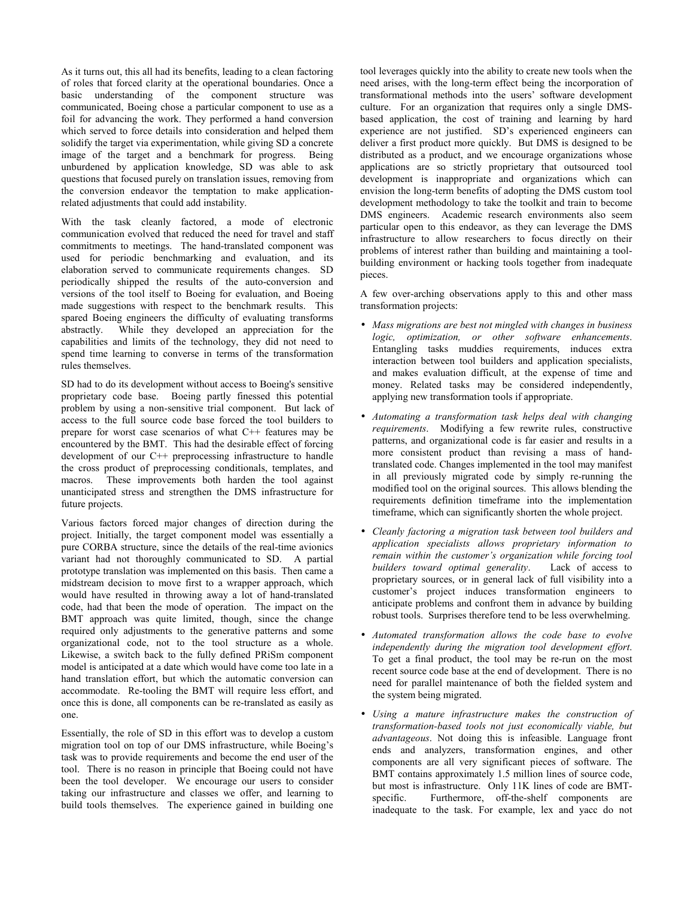As it turns out, this all had its benefits, leading to a clean factoring of roles that forced clarity at the operational boundaries. Once a basic understanding of the component structure was communicated, Boeing chose a particular component to use as a foil for advancing the work. They performed a hand conversion which served to force details into consideration and helped them solidify the target via experimentation, while giving SD a concrete image of the target and a benchmark for progress. Being unburdened by application knowledge, SD was able to ask questions that focused purely on translation issues, removing from the conversion endeavor the temptation to make application-related adjustments that could add instability.

With the task cleanly factored, a mode of electronic communication evolved that reduced the need for travel and staff commitments to meetings. The hand-translated component was used for periodic benchmarking and evaluation, and its elaboration served to communicate requirements changes. SD periodically shipped the results of the auto-conversion and versions of the tool itself to Boeing for evaluation, and Boeing made suggestions with respect to the benchmark results. This spared Boeing engineers the difficulty of evaluating transforms abstractly. While they developed an appreciation for the capabilities and limits of the technology, they did not need to spend time learning to converse in terms of the transformation rules themselves.

SD had to do its development without access to Boeing's sensitive proprietary code base. Boeing partly finessed this potential problem by using a non-sensitive trial component. But lack of access to the full source code base forced the tool builders to prepare for worst case scenarios of what C++ features may be encountered by the BMT. This had the desirable effect of forcing development of our C++ preprocessing infrastructure to handle the cross product of preprocessing conditionals, templates, and macros. These improvements both harden the tool against unanticipated stress and strengthen the DMS infrastructure for future projects.

Various factors forced major changes of direction during the project. Initially, the target component model was essentially a pure CORBA structure, since the details of the real-time avionics variant had not thoroughly communicated to SD. A partial prototype translation was implemented on this basis. Then came a midstream decision to move first to a wrapper approach, which would have resulted in throwing away a lot of hand-translated code, had that been the mode of operation. The impact on the BMT approach was quite limited, though, since the change required only adjustments to the generative patterns and some organizational code, not to the tool structure as a whole. Likewise, a switch back to the fully defined PRiSm component model is anticipated at a date which would have come too late in a hand translation effort, but which the automatic conversion can accommodate. Re-tooling the BMT will require less effort, and once this is done, all components can be re-translated as easily as one.

Essentially, the role of SD in this effort was to develop a custom migration tool on top of our DMS infrastructure, while Boeing's task was to provide requirements and become the end user of the tool. There is no reason in principle that Boeing could not have been the tool developer. We encourage our users to consider taking our infrastructure and classes we offer, and learning to build tools themselves. The experience gained in building one tool leverages quickly into the ability to create new tools when the need arises, with the long-term effect being the incorporation of transformational methods into the users' software development culture. For an organization that requires only a single DMS-based application, the cost of training and learning by hard experience are not justified. SD's experienced engineers can deliver a first product more quickly. But DMS is designed to be distributed as a product, and we encourage organizations whose applications are so strictly proprietary that outsourced tool development is inappropriate and organizations which can envision the long-term benefits of adopting the DMS custom tool development methodology to take the toolkit and train to become DMS engineers. Academic research environments also seem particular open to this endeavor, as they can leverage the DMS infrastructure to allow researchers to focus directly on their problems of interest rather than building and maintaining a tool-building environment or hacking tools together from inadequate pieces.

A few over-arching observations apply to this and other mass transformation projects:

- *Mass migrations are best not mingled with changes in business logic, optimization, or other software enhancements*. Entangling tasks muddies requirements, induces extra interaction between tool builders and application specialists, and makes evaluation difficult, at the expense of time and money. Related tasks may be considered independently, applying new transformation tools if appropriate.
- *Automating a transformation task helps deal with changing requirements*. Modifying a few rewrite rules, constructive patterns, and organizational code is far easier and results in a more consistent product than revising a mass of hand-translated code. Changes implemented in the tool may manifest in all previously migrated code by simply re-running the modified tool on the original sources. This allows blending the requirements definition timeframe into the implementation timeframe, which can significantly shorten the whole project.
- *Cleanly factoring a migration task between tool builders and application specialists allows proprietary information to remain within the customer's organization while forcing tool builders toward optimal generality*. Lack of access to proprietary sources, or in general lack of full visibility into a customer's project induces transformation engineers to anticipate problems and confront them in advance by building robust tools. Surprises therefore tend to be less overwhelming.
- *Automated transformation allows the code base to evolve independently during the migration tool development effort*. To get a final product, the tool may be re-run on the most recent source code base at the end of development. There is no need for parallel maintenance of both the fielded system and the system being migrated.
- *Using a mature infrastructure makes the construction of transformation-based tools not just economically viable, but advantageous*. Not doing this is infeasible. Language front ends and analyzers, transformation engines, and other components are all very significant pieces of software. The BMT contains approximately 1.5 million lines of source code, but most is infrastructure. Only 11K lines of code are BMT-specific. Furthermore, off-the-shelf components are inadequate to the task. For example, lex and yacc do not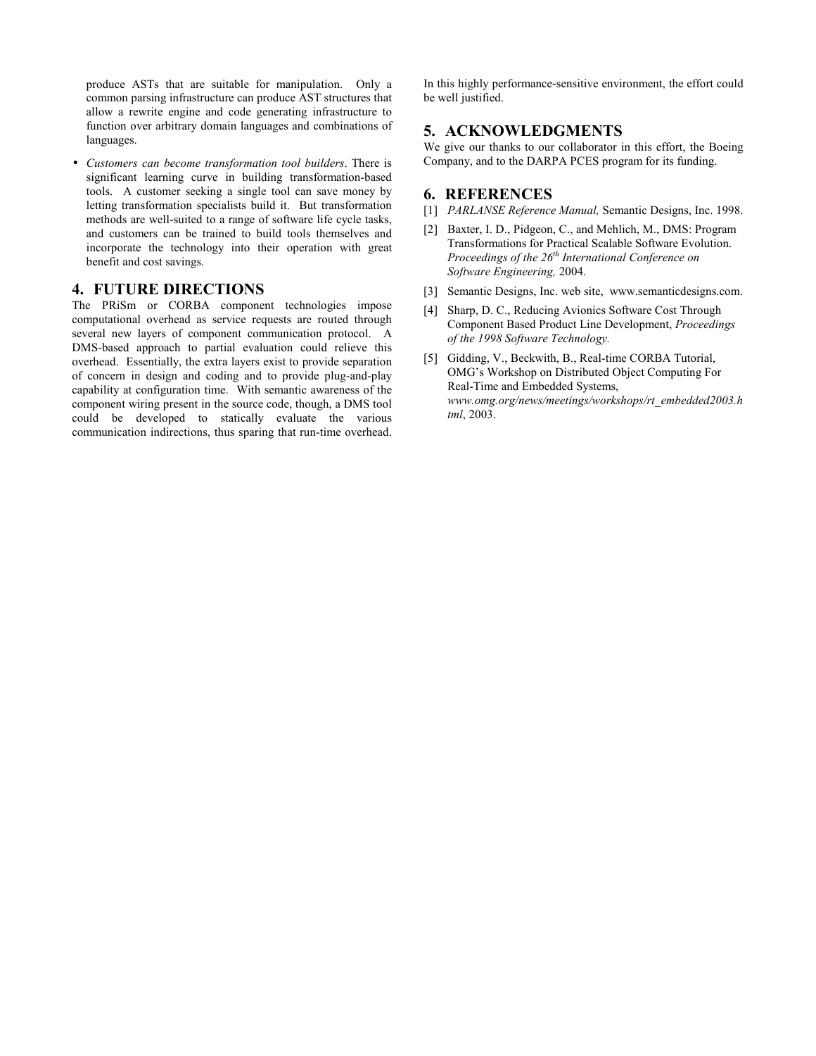produce ASTs that are suitable for manipulation. Only a common parsing infrastructure can produce AST structures that allow a rewrite engine and code generating infrastructure to function over arbitrary domain languages and combinations of languages.

- *Customers can become transformation tool builders*. There is significant learning curve in building transformation-based tools. A customer seeking a single tool can save money by letting transformation specialists build it. But transformation methods are well-suited to a range of software life cycle tasks, and customers can be trained to build tools themselves and incorporate the technology into their operation with great benefit and cost savings.

## 4. FUTURE DIRECTIONS

The PRiSm or CORBA component technologies impose computational overhead as service requests are routed through several new layers of component communication protocol. A DMS-based approach to partial evaluation could relieve this overhead. Essentially, the extra layers exist to provide separation of concern in design and coding and to provide plug-and-play capability at configuration time. With semantic awareness of the component wiring present in the source code, though, a DMS tool could be developed to statically evaluate the various communication indirections, thus sparing that run-time overhead. In this highly performance-sensitive environment, the effort could be well justified.

## 5. ACKNOWLEDGMENTS

We give our thanks to our collaborator in this effort, the Boeing Company, and to the DARPA PCES program for its funding.

## 6. REFERENCES

[1] *PARLANSE Reference Manual,* Semantic Designs, Inc. 1998.

[2] Baxter, I. D., Pidgeon, C., and Mehlich, M., DMS: Program Transformations for Practical Scalable Software Evolution. *Proceedings of the 26th International Conference on Software Engineering,* 2004.

[3] Semantic Designs, Inc. web site, www.semanticdesigns.com.

[4] Sharp, D. C., Reducing Avionics Software Cost Through Component Based Product Line Development, *Proceedings of the 1998 Software Technology.*

[5] Gidding, V., Beckwith, B., Real-time CORBA Tutorial, OMG's Workshop on Distributed Object Computing For Real-Time and Embedded Systems, *www.omg.org/news/meetings/workshops/rt_embedded2003.html*, 2003.